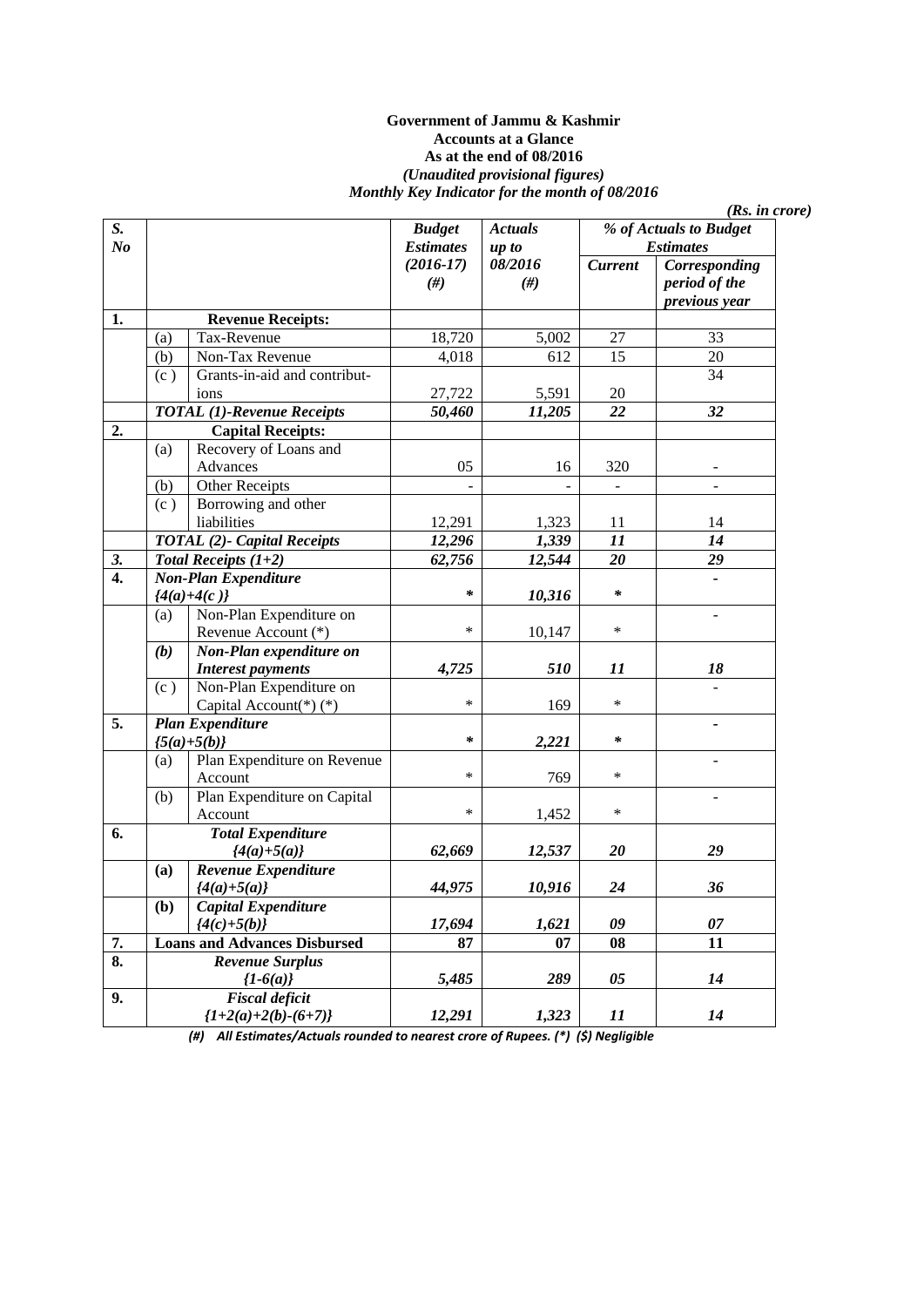**Government of Jammu & Kashmir**
**Accounts at a Glance**
**As at the end of 08/2016**
***(Unaudited provisional figures)***
***Monthly Key Indicator for the month of 08/2016***

***(Rs. in crore)***

| S. No | | | Budget Estimates (2016-17) (#) | Actuals up to 08/2016 (#) | % of Actuals to Budget Estimates | |
|---|---|---|---|---|---|---|
| | | | | | Current | Corresponding period of the previous year |
| **1.** | | **Revenue Receipts:** | | | | |
| | (a) | Tax-Revenue | 18,720 | 5,002 | 27 | 33 |
| | (b) | Non-Tax Revenue | 4,018 | 612 | 15 | 20 |
| | (c ) | Grants-in-aid and contributions | 27,722 | 5,591 | 20 | 34 |
| | | ***TOTAL (1)-Revenue Receipts*** | ***50,460*** | ***11,205*** | ***22*** | ***32*** |
| **2.** | | **Capital Receipts:** | | | | |
| | (a) | Recovery of Loans and Advances | 05 | 16 | 320 | - |
| | (b) | Other Receipts | - | - | - | - |
| | (c ) | Borrowing and other liabilities | 12,291 | 1,323 | 11 | 14 |
| | | ***TOTAL (2)- Capital Receipts*** | ***12,296*** | ***1,339*** | ***11*** | ***14*** |
| ***3.*** | | ***Total Receipts (1+2)*** | ***62,756*** | ***12,544*** | ***20*** | ***29*** |
| **4.** | | ***Non-Plan Expenditure {4(a)+4(c )}*** | *** | ***10,316*** | *** | ***-*** |
| | (a) | Non-Plan Expenditure on Revenue Account (*) | * | 10,147 | * | - |
| | ***(b)*** | ***Non-Plan expenditure on Interest payments*** | ***4,725*** | ***510*** | ***11*** | ***18*** |
| | (c ) | Non-Plan Expenditure on Capital Account(*) (*) | * | 169 | * | - |
| **5.** | | ***Plan Expenditure {5(a)+5(b)}*** | *** | ***2,221*** | *** | ***-*** |
| | (a) | Plan Expenditure on Revenue Account | * | 769 | * | - |
| | (b) | Plan Expenditure on Capital Account | * | 1,452 | * | - |
| **6.** | | ***Total Expenditure {4(a)+5(a)}*** | ***62,669*** | ***12,537*** | ***20*** | ***29*** |
| | **(a)** | ***Revenue Expenditure {4(a)+5(a)}*** | ***44,975*** | ***10,916*** | ***24*** | ***36*** |
| | **(b)** | ***Capital Expenditure {4(c)+5(b)}*** | ***17,694*** | ***1,621*** | ***09*** | ***07*** |
| **7.** | | **Loans and Advances Disbursed** | **87** | **07** | **08** | **11** |
| **8.** | | ***Revenue Surplus {1-6(a)}*** | ***5,485*** | ***289*** | ***05*** | ***14*** |
| **9.** | | ***Fiscal deficit {1+2(a)+2(b)-(6+7)}*** | ***12,291*** | ***1,323*** | ***11*** | ***14*** |

***(#) All Estimates/Actuals rounded to nearest crore of Rupees. (*) ($) Negligible***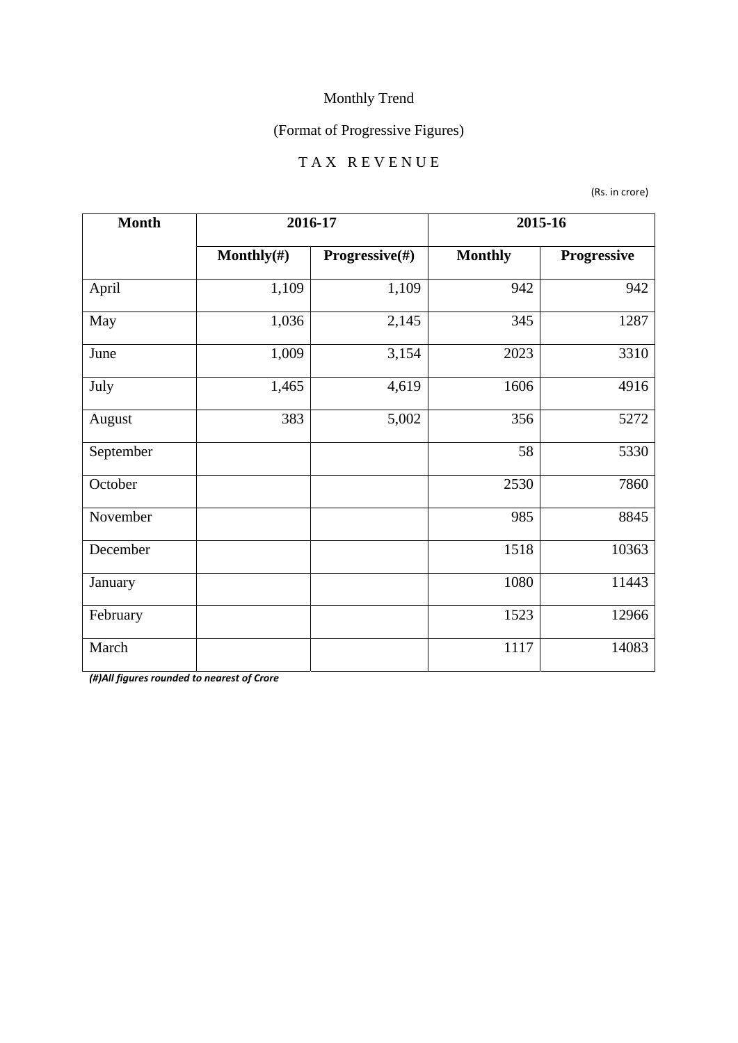Monthly Trend

(Format of Progressive Figures)

TAX REVENUE

(Rs. in crore)

| Month | 2016-17 | | 2015-16 | |
|---|---|---|---|---|
| | Monthly(#) | Progressive(#) | Monthly | Progressive |
| April | 1,109 | 1,109 | 942 | 942 |
| May | 1,036 | 2,145 | 345 | 1287 |
| June | 1,009 | 3,154 | 2023 | 3310 |
| July | 1,465 | 4,619 | 1606 | 4916 |
| August | 383 | 5,002 | 356 | 5272 |
| September | | | 58 | 5330 |
| October | | | 2530 | 7860 |
| November | | | 985 | 8845 |
| December | | | 1518 | 10363 |
| January | | | 1080 | 11443 |
| February | | | 1523 | 12966 |
| March | | | 1117 | 14083 |

***(#)All figures rounded to nearest of Crore***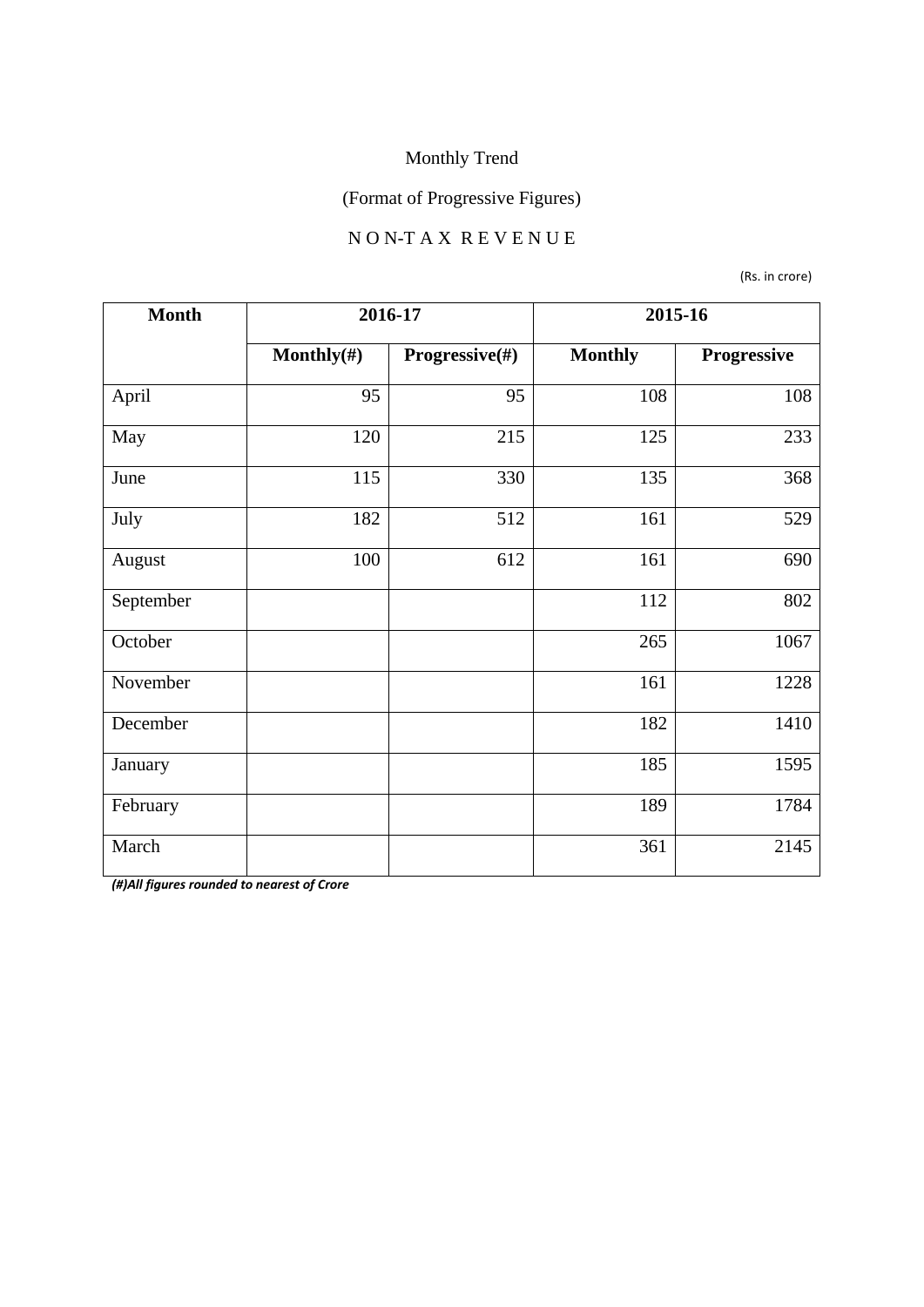Monthly Trend

(Format of Progressive Figures)

N O N-T A X  R E V E N U E

(Rs. in crore)

| Month | 2016-17 | | 2015-16 | |
|---|---|---|---|---|
| | Monthly(#) | Progressive(#) | Monthly | Progressive |
| April | 95 | 95 | 108 | 108 |
| May | 120 | 215 | 125 | 233 |
| June | 115 | 330 | 135 | 368 |
| July | 182 | 512 | 161 | 529 |
| August | 100 | 612 | 161 | 690 |
| September | | | 112 | 802 |
| October | | | 265 | 1067 |
| November | | | 161 | 1228 |
| December | | | 182 | 1410 |
| January | | | 185 | 1595 |
| February | | | 189 | 1784 |
| March | | | 361 | 2145 |

***(#)All figures rounded to nearest of Crore***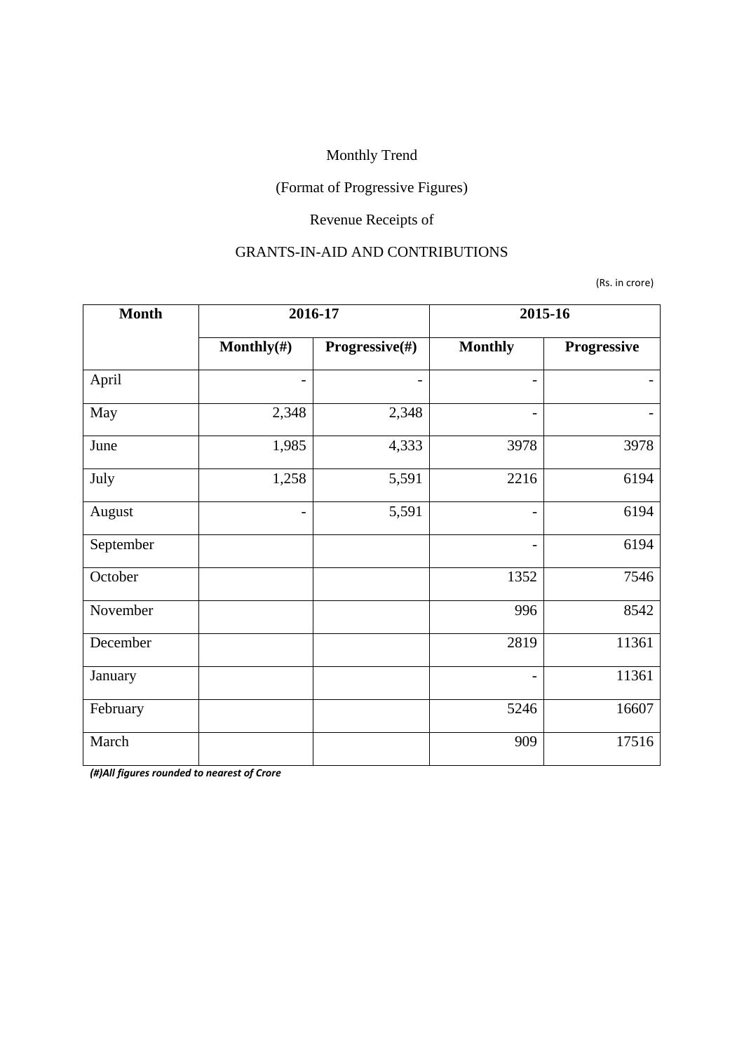Monthly Trend

(Format of Progressive Figures)

Revenue Receipts of

GRANTS-IN-AID AND CONTRIBUTIONS

(Rs. in crore)

| Month | 2016-17 | | 2015-16 | |
|---|---|---|---|---|
| | Monthly(#) | Progressive(#) | Monthly | Progressive |
| April | - | - | - | - |
| May | 2,348 | 2,348 | - | - |
| June | 1,985 | 4,333 | 3978 | 3978 |
| July | 1,258 | 5,591 | 2216 | 6194 |
| August | - | 5,591 | - | 6194 |
| September | | | - | 6194 |
| October | | | 1352 | 7546 |
| November | | | 996 | 8542 |
| December | | | 2819 | 11361 |
| January | | | - | 11361 |
| February | | | 5246 | 16607 |
| March | | | 909 | 17516 |

***(#)All figures rounded to nearest of Crore***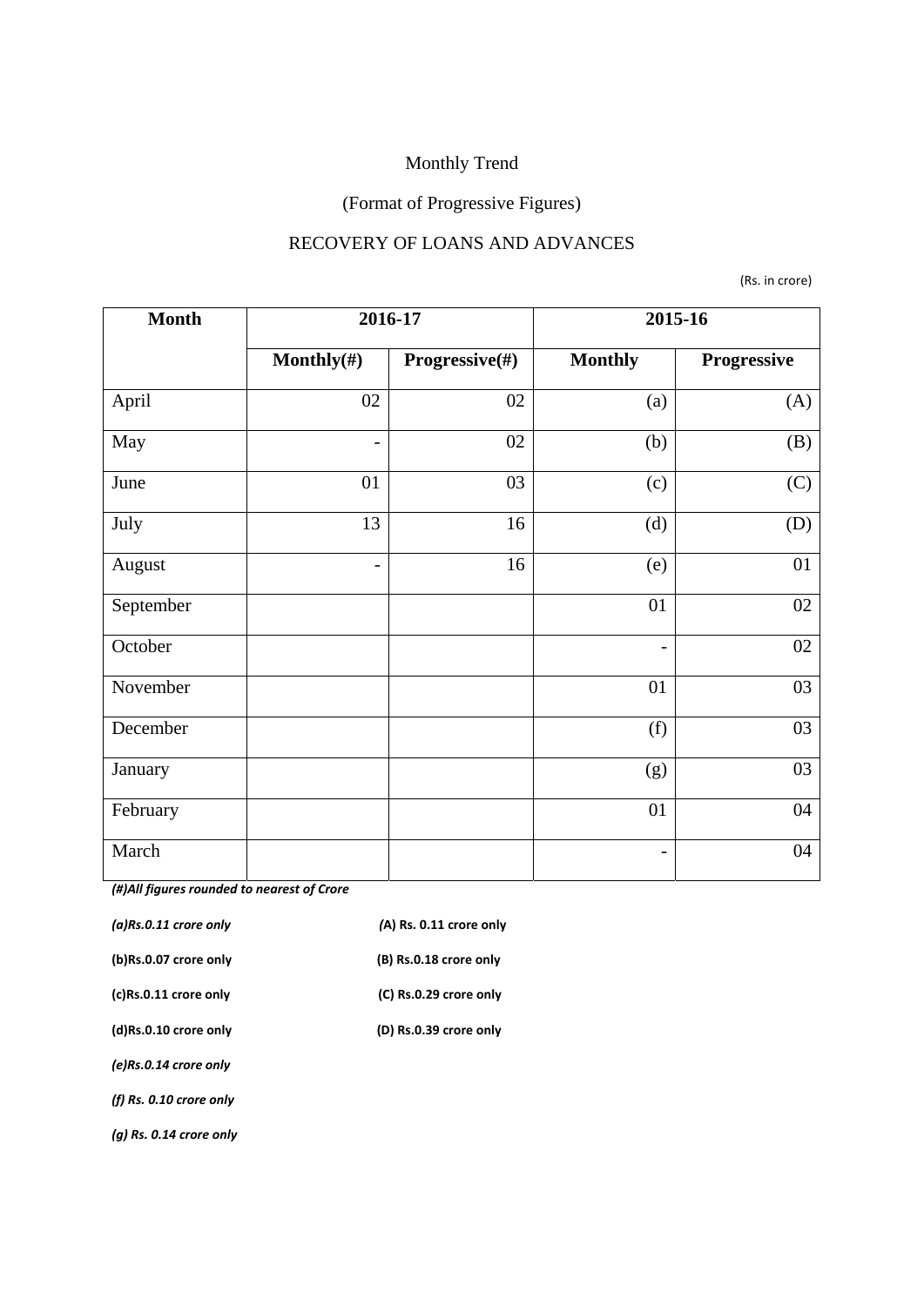Monthly Trend

(Format of Progressive Figures)

RECOVERY OF LOANS AND ADVANCES

(Rs. in crore)

| Month | 2016-17 | | 2015-16 | |
|---|---|---|---|---|
| | Monthly(#) | Progressive(#) | Monthly | Progressive |
| April | 02 | 02 | (a) | (A) |
| May | - | 02 | (b) | (B) |
| June | 01 | 03 | (c) | (C) |
| July | 13 | 16 | (d) | (D) |
| August | - | 16 | (e) | 01 |
| September | | | 01 | 02 |
| October | | | - | 02 |
| November | | | 01 | 03 |
| December | | | (f) | 03 |
| January | | | (g) | 03 |
| February | | | 01 | 04 |
| March | | | - | 04 |

***(#)All figures rounded to nearest of Crore***

***(a)Rs.0.11 crore only*** **(A) Rs. 0.11 crore only**

**(b)Rs.0.07 crore only** **(B) Rs.0.18 crore only**

**(c)Rs.0.11 crore only** **(C) Rs.0.29 crore only**

**(d)Rs.0.10 crore only** **(D) Rs.0.39 crore only**

***(e)Rs.0.14 crore only***

***(f) Rs. 0.10 crore only***

***(g) Rs. 0.14 crore only***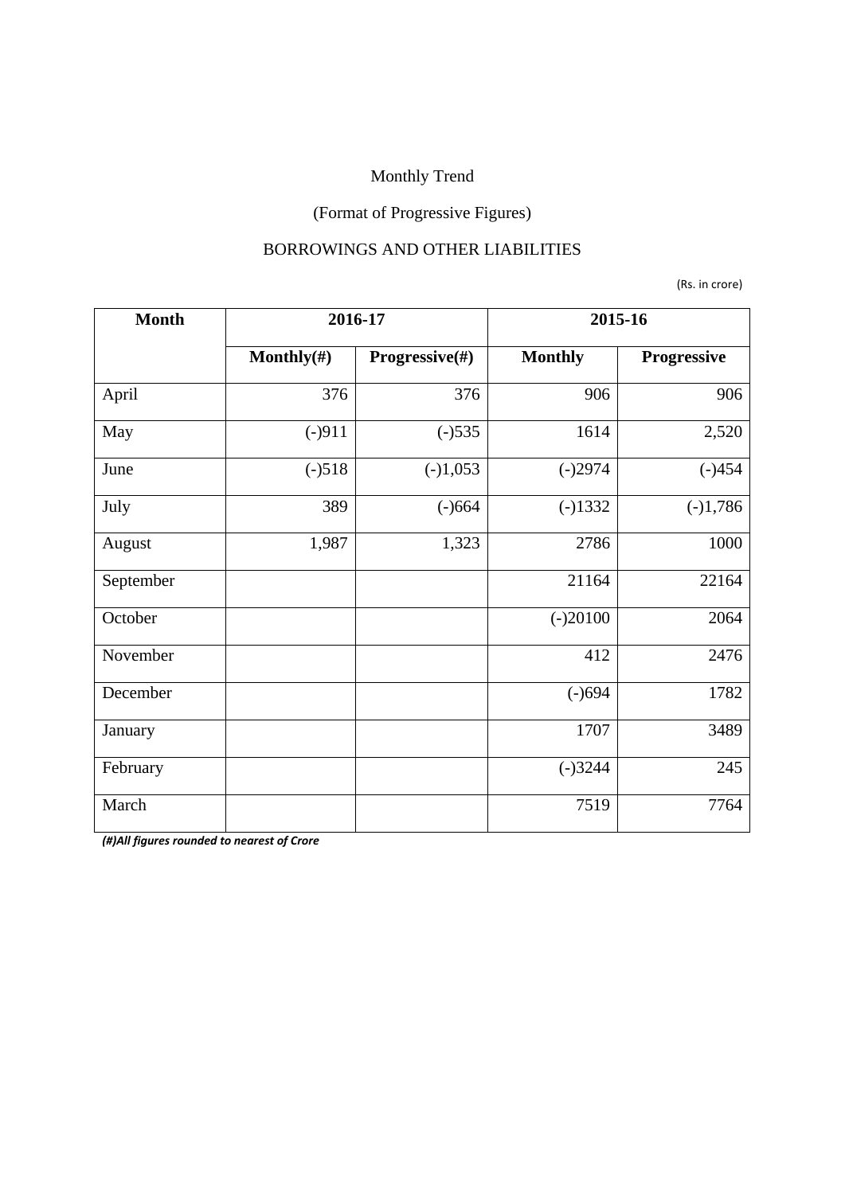Monthly Trend

(Format of Progressive Figures)

BORROWINGS AND OTHER LIABILITIES

(Rs. in crore)

| Month | 2016-17 | | 2015-16 | |
|---|---|---|---|---|
| | Monthly(#) | Progressive(#) | Monthly | Progressive |
| April | 376 | 376 | 906 | 906 |
| May | (-)911 | (-)535 | 1614 | 2,520 |
| June | (-)518 | (-)1,053 | (-)2974 | (-)454 |
| July | 389 | (-)664 | (-)1332 | (-)1,786 |
| August | 1,987 | 1,323 | 2786 | 1000 |
| September | | | 21164 | 22164 |
| October | | | (-)20100 | 2064 |
| November | | | 412 | 2476 |
| December | | | (-)694 | 1782 |
| January | | | 1707 | 3489 |
| February | | | (-)3244 | 245 |
| March | | | 7519 | 7764 |

***(#)All figures rounded to nearest of Crore***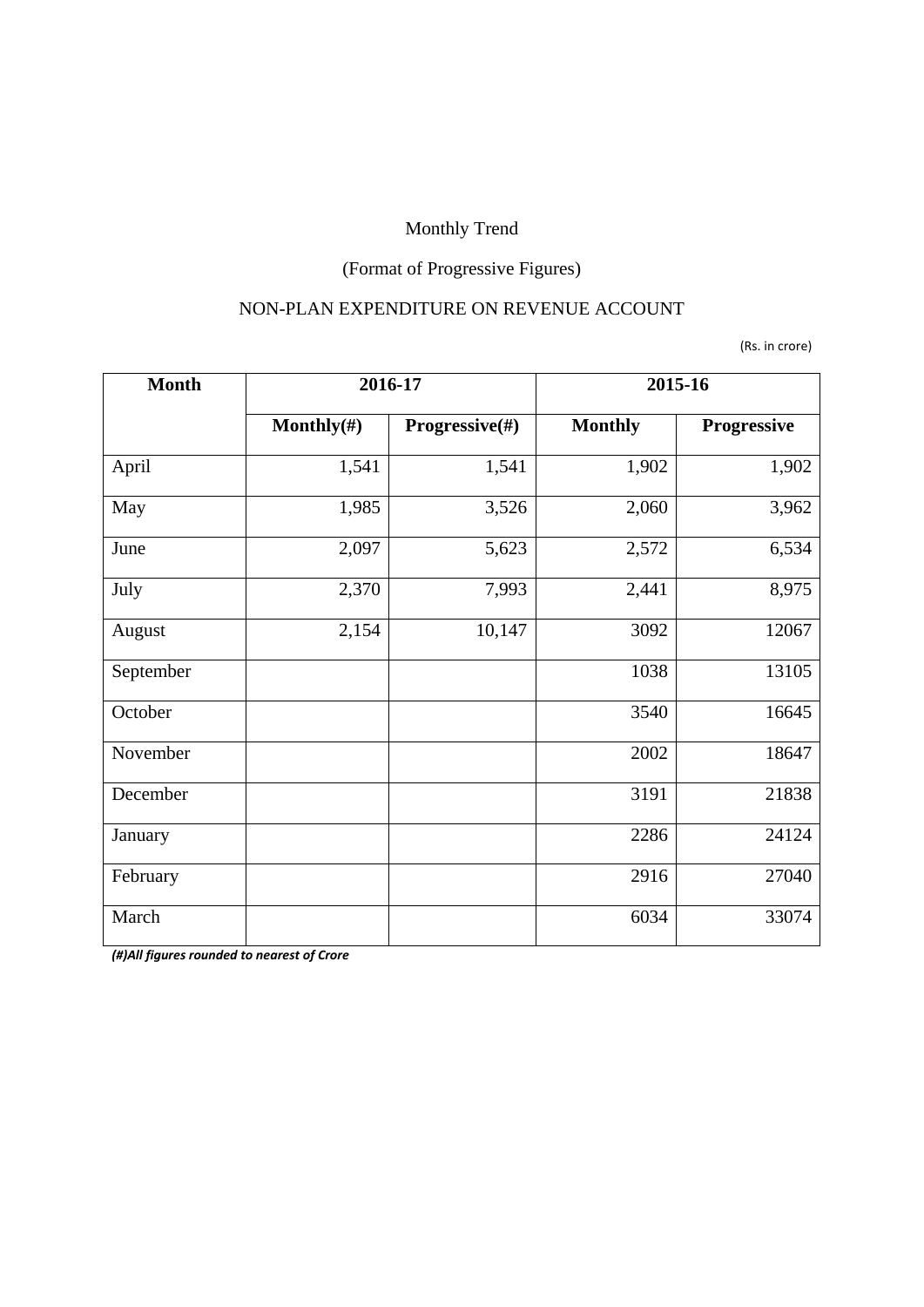Monthly Trend

(Format of Progressive Figures)

NON-PLAN EXPENDITURE ON REVENUE ACCOUNT

(Rs. in crore)

| Month | 2016-17 | | 2015-16 | |
|---|---|---|---|---|
| | **Monthly(#)** | **Progressive(#)** | **Monthly** | **Progressive** |
| April | 1,541 | 1,541 | 1,902 | 1,902 |
| May | 1,985 | 3,526 | 2,060 | 3,962 |
| June | 2,097 | 5,623 | 2,572 | 6,534 |
| July | 2,370 | 7,993 | 2,441 | 8,975 |
| August | 2,154 | 10,147 | 3092 | 12067 |
| September | | | 1038 | 13105 |
| October | | | 3540 | 16645 |
| November | | | 2002 | 18647 |
| December | | | 3191 | 21838 |
| January | | | 2286 | 24124 |
| February | | | 2916 | 27040 |
| March | | | 6034 | 33074 |

***(#)All figures rounded to nearest of Crore***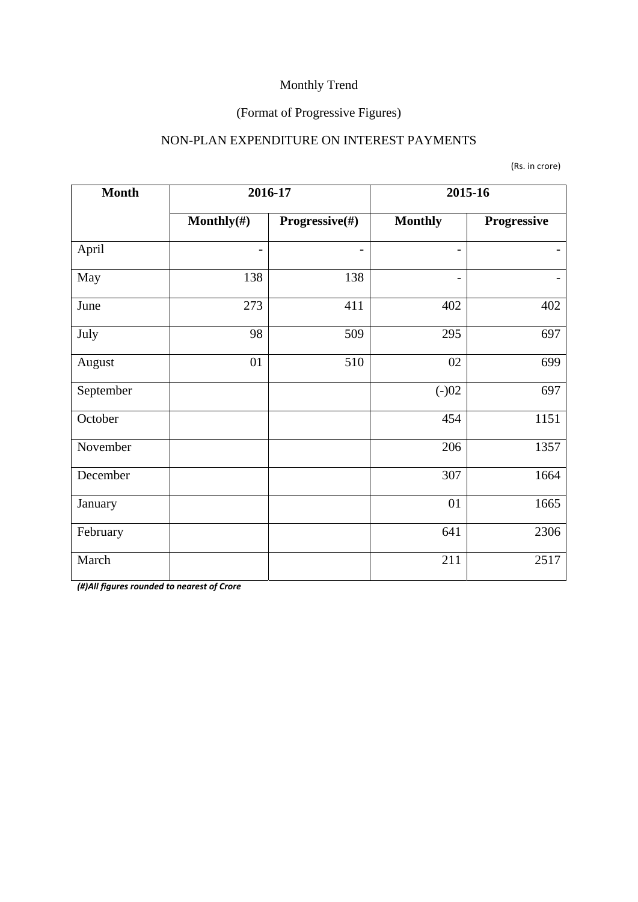Monthly Trend

(Format of Progressive Figures)

NON-PLAN EXPENDITURE ON INTEREST PAYMENTS

(Rs. in crore)

| Month | 2016-17 | | 2015-16 | |
|---|---|---|---|---|
| | Monthly(#) | Progressive(#) | Monthly | Progressive |
| April | - | - | - | - |
| May | 138 | 138 | - | - |
| June | 273 | 411 | 402 | 402 |
| July | 98 | 509 | 295 | 697 |
| August | 01 | 510 | 02 | 699 |
| September | | | (-)02 | 697 |
| October | | | 454 | 1151 |
| November | | | 206 | 1357 |
| December | | | 307 | 1664 |
| January | | | 01 | 1665 |
| February | | | 641 | 2306 |
| March | | | 211 | 2517 |

***(#)All figures rounded to nearest of Crore***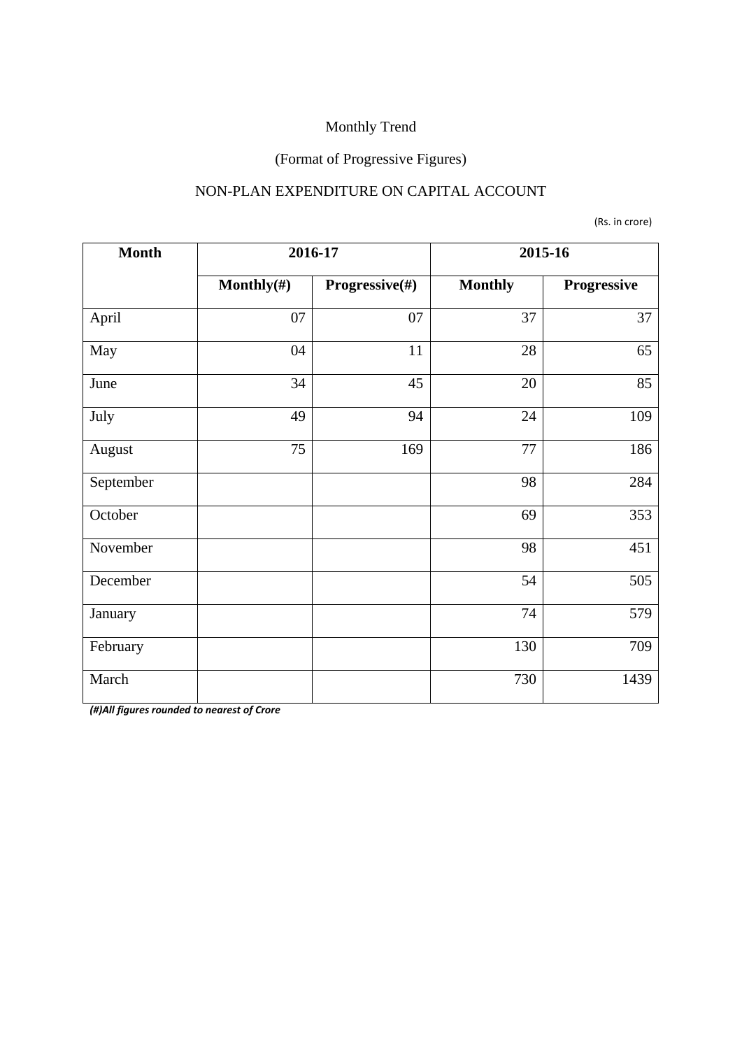Monthly Trend

(Format of Progressive Figures)

NON-PLAN EXPENDITURE ON CAPITAL ACCOUNT

(Rs. in crore)

| Month | 2016-17 | | 2015-16 | |
|---|---|---|---|---|
| | Monthly(#) | Progressive(#) | Monthly | Progressive |
| April | 07 | 07 | 37 | 37 |
| May | 04 | 11 | 28 | 65 |
| June | 34 | 45 | 20 | 85 |
| July | 49 | 94 | 24 | 109 |
| August | 75 | 169 | 77 | 186 |
| September | | | 98 | 284 |
| October | | | 69 | 353 |
| November | | | 98 | 451 |
| December | | | 54 | 505 |
| January | | | 74 | 579 |
| February | | | 130 | 709 |
| March | | | 730 | 1439 |

***(#)All figures rounded to nearest of Crore***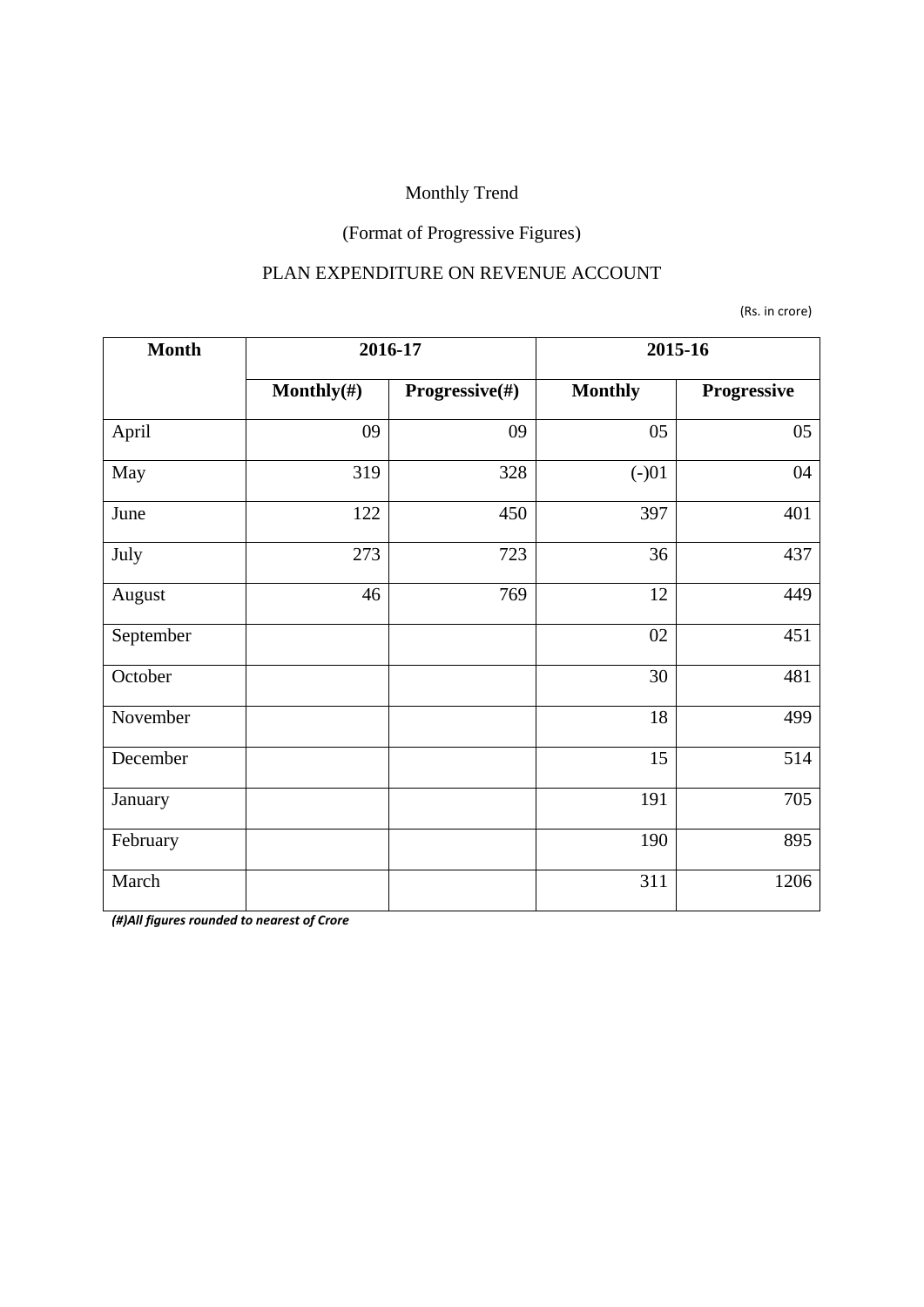Monthly Trend

(Format of Progressive Figures)

PLAN EXPENDITURE ON REVENUE ACCOUNT

(Rs. in crore)

| Month | 2016-17 | | 2015-16 | |
|---|---|---|---|---|
| | Monthly(#) | Progressive(#) | Monthly | Progressive |
| April | 09 | 09 | 05 | 05 |
| May | 319 | 328 | (-)01 | 04 |
| June | 122 | 450 | 397 | 401 |
| July | 273 | 723 | 36 | 437 |
| August | 46 | 769 | 12 | 449 |
| September | | | 02 | 451 |
| October | | | 30 | 481 |
| November | | | 18 | 499 |
| December | | | 15 | 514 |
| January | | | 191 | 705 |
| February | | | 190 | 895 |
| March | | | 311 | 1206 |

***(#)All figures rounded to nearest of Crore***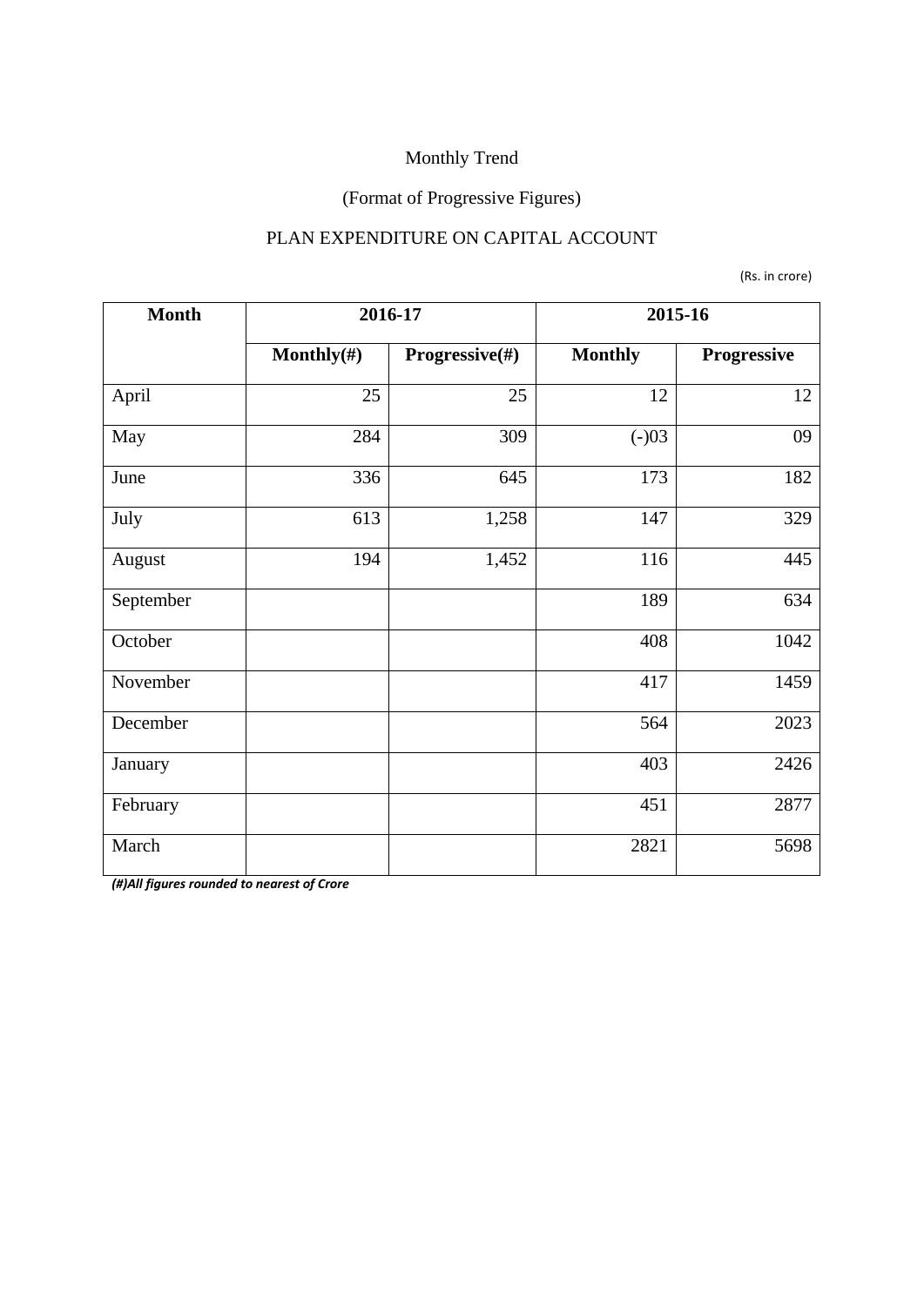Monthly Trend

(Format of Progressive Figures)

PLAN EXPENDITURE ON CAPITAL ACCOUNT

(Rs. in crore)

| Month | 2016-17 | | 2015-16 | |
|---|---|---|---|---|
| | Monthly(#) | Progressive(#) | Monthly | Progressive |
| April | 25 | 25 | 12 | 12 |
| May | 284 | 309 | (-)03 | 09 |
| June | 336 | 645 | 173 | 182 |
| July | 613 | 1,258 | 147 | 329 |
| August | 194 | 1,452 | 116 | 445 |
| September | | | 189 | 634 |
| October | | | 408 | 1042 |
| November | | | 417 | 1459 |
| December | | | 564 | 2023 |
| January | | | 403 | 2426 |
| February | | | 451 | 2877 |
| March | | | 2821 | 5698 |

***(#)All figures rounded to nearest of Crore***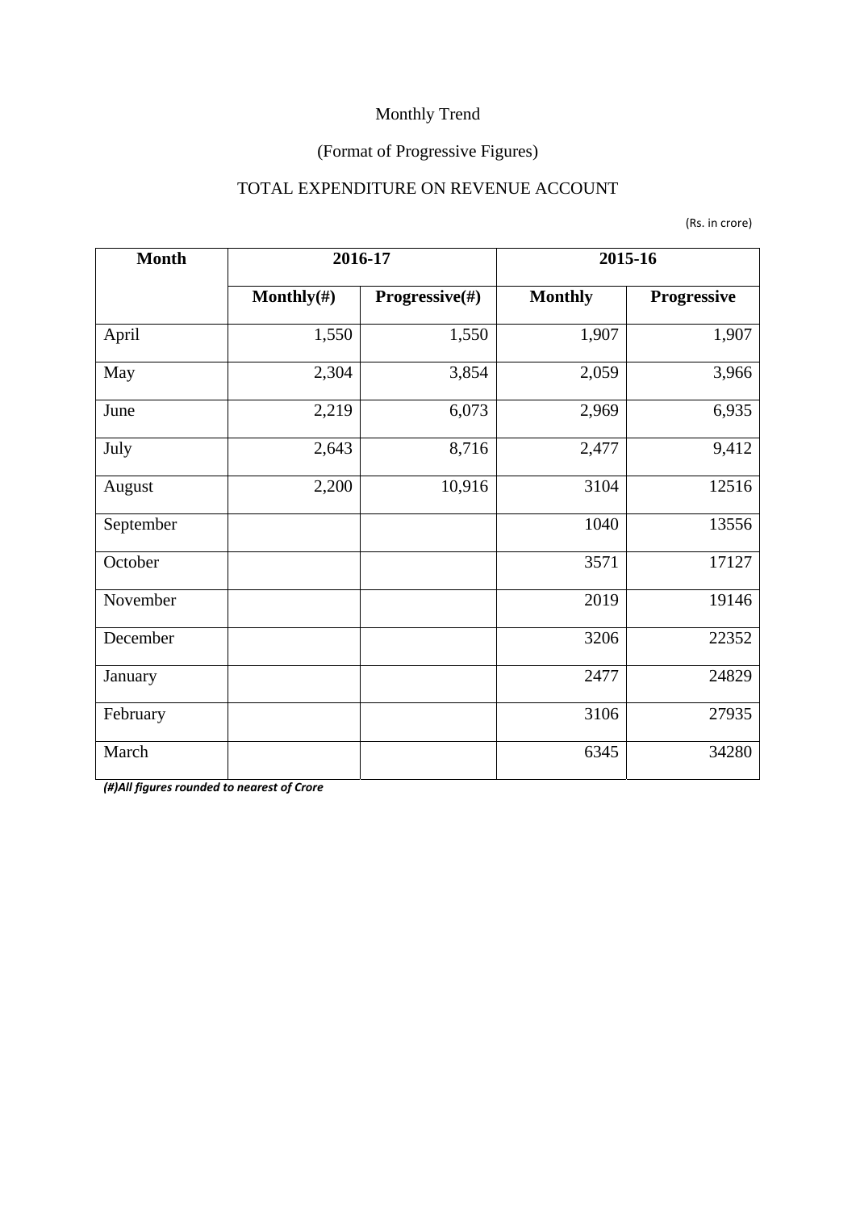Monthly Trend

(Format of Progressive Figures)

TOTAL EXPENDITURE ON REVENUE ACCOUNT

(Rs. in crore)

| Month | 2016-17 | | 2015-16 | |
|---|---|---|---|---|
| | Monthly(#) | Progressive(#) | Monthly | Progressive |
| April | 1,550 | 1,550 | 1,907 | 1,907 |
| May | 2,304 | 3,854 | 2,059 | 3,966 |
| June | 2,219 | 6,073 | 2,969 | 6,935 |
| July | 2,643 | 8,716 | 2,477 | 9,412 |
| August | 2,200 | 10,916 | 3104 | 12516 |
| September | | | 1040 | 13556 |
| October | | | 3571 | 17127 |
| November | | | 2019 | 19146 |
| December | | | 3206 | 22352 |
| January | | | 2477 | 24829 |
| February | | | 3106 | 27935 |
| March | | | 6345 | 34280 |

***(#)All figures rounded to nearest of Crore***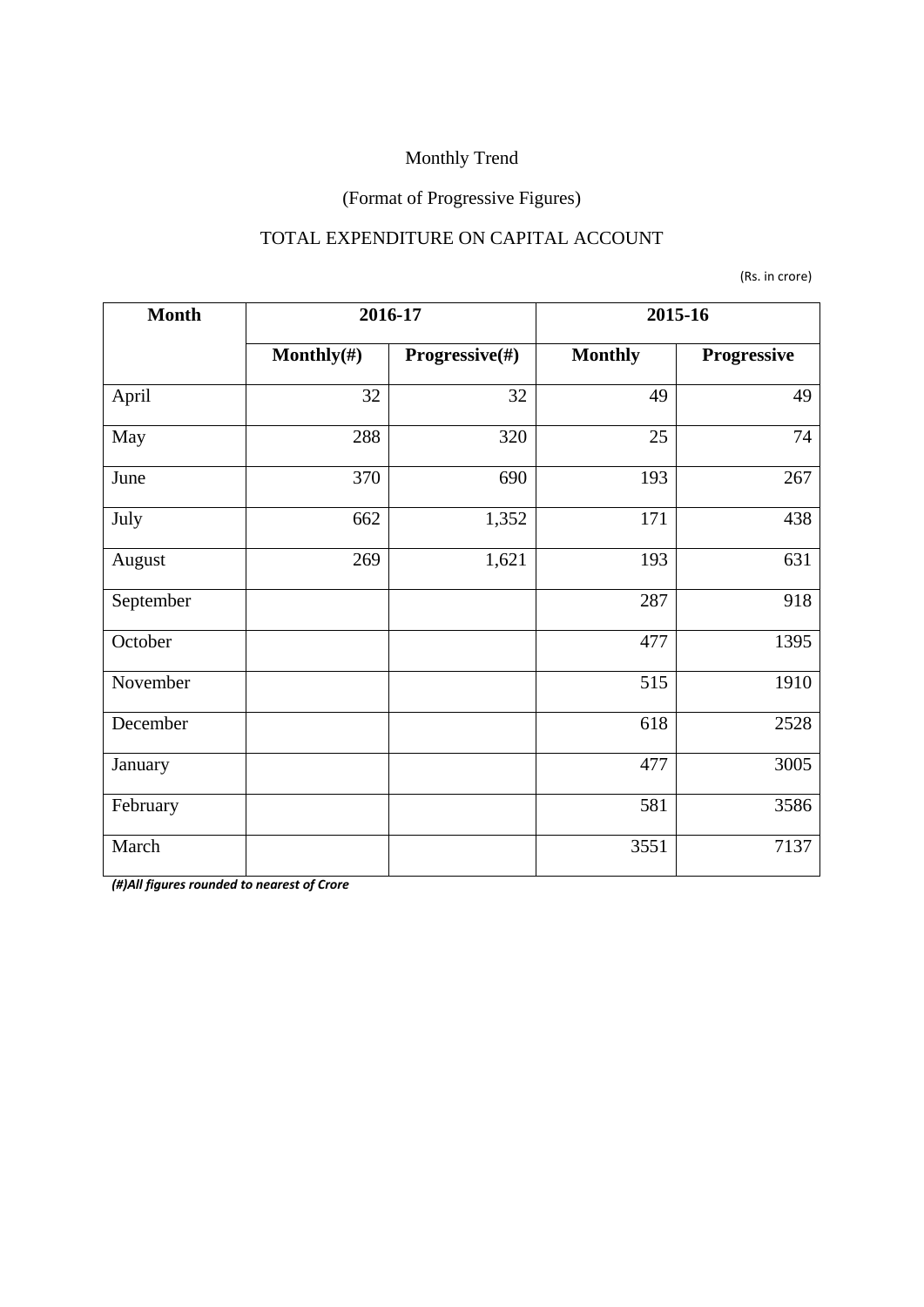Monthly Trend

(Format of Progressive Figures)

TOTAL EXPENDITURE ON CAPITAL ACCOUNT

(Rs. in crore)

| Month | 2016-17 | | 2015-16 | |
|---|---|---|---|---|
| | Monthly(#) | Progressive(#) | Monthly | Progressive |
| April | 32 | 32 | 49 | 49 |
| May | 288 | 320 | 25 | 74 |
| June | 370 | 690 | 193 | 267 |
| July | 662 | 1,352 | 171 | 438 |
| August | 269 | 1,621 | 193 | 631 |
| September | | | 287 | 918 |
| October | | | 477 | 1395 |
| November | | | 515 | 1910 |
| December | | | 618 | 2528 |
| January | | | 477 | 3005 |
| February | | | 581 | 3586 |
| March | | | 3551 | 7137 |

***(#)All figures rounded to nearest of Crore***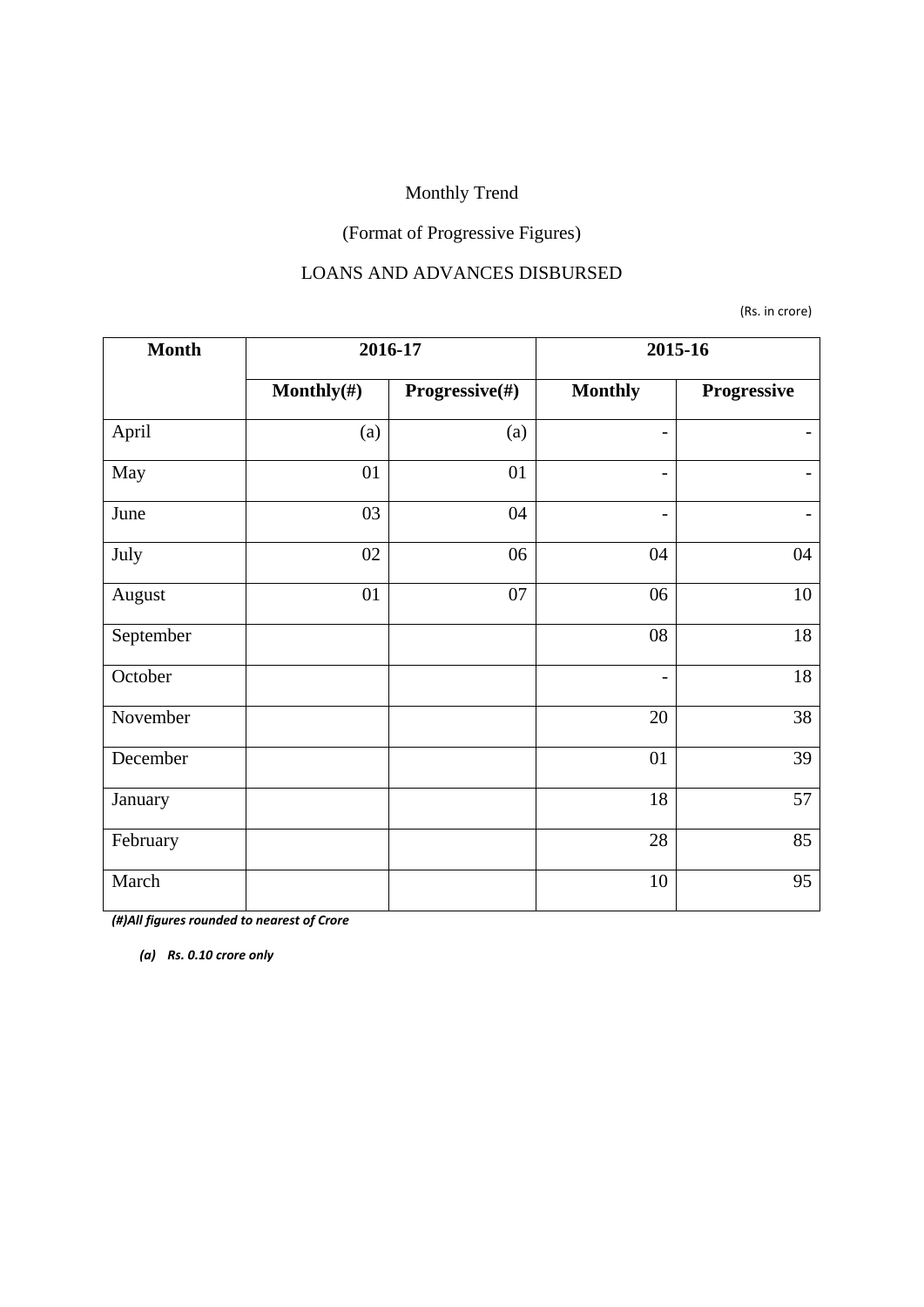Monthly Trend

(Format of Progressive Figures)

LOANS AND ADVANCES DISBURSED

(Rs. in crore)

| Month | 2016-17 | | 2015-16 | |
|---|---|---|---|---|
| | Monthly(#) | Progressive(#) | Monthly | Progressive |
| April | (a) | (a) | - | - |
| May | 01 | 01 | - | - |
| June | 03 | 04 | - | - |
| July | 02 | 06 | 04 | 04 |
| August | 01 | 07 | 06 | 10 |
| September | | | 08 | 18 |
| October | | | - | 18 |
| November | | | 20 | 38 |
| December | | | 01 | 39 |
| January | | | 18 | 57 |
| February | | | 28 | 85 |
| March | | | 10 | 95 |

***(#)All figures rounded to nearest of Crore***

***(a) Rs. 0.10 crore only***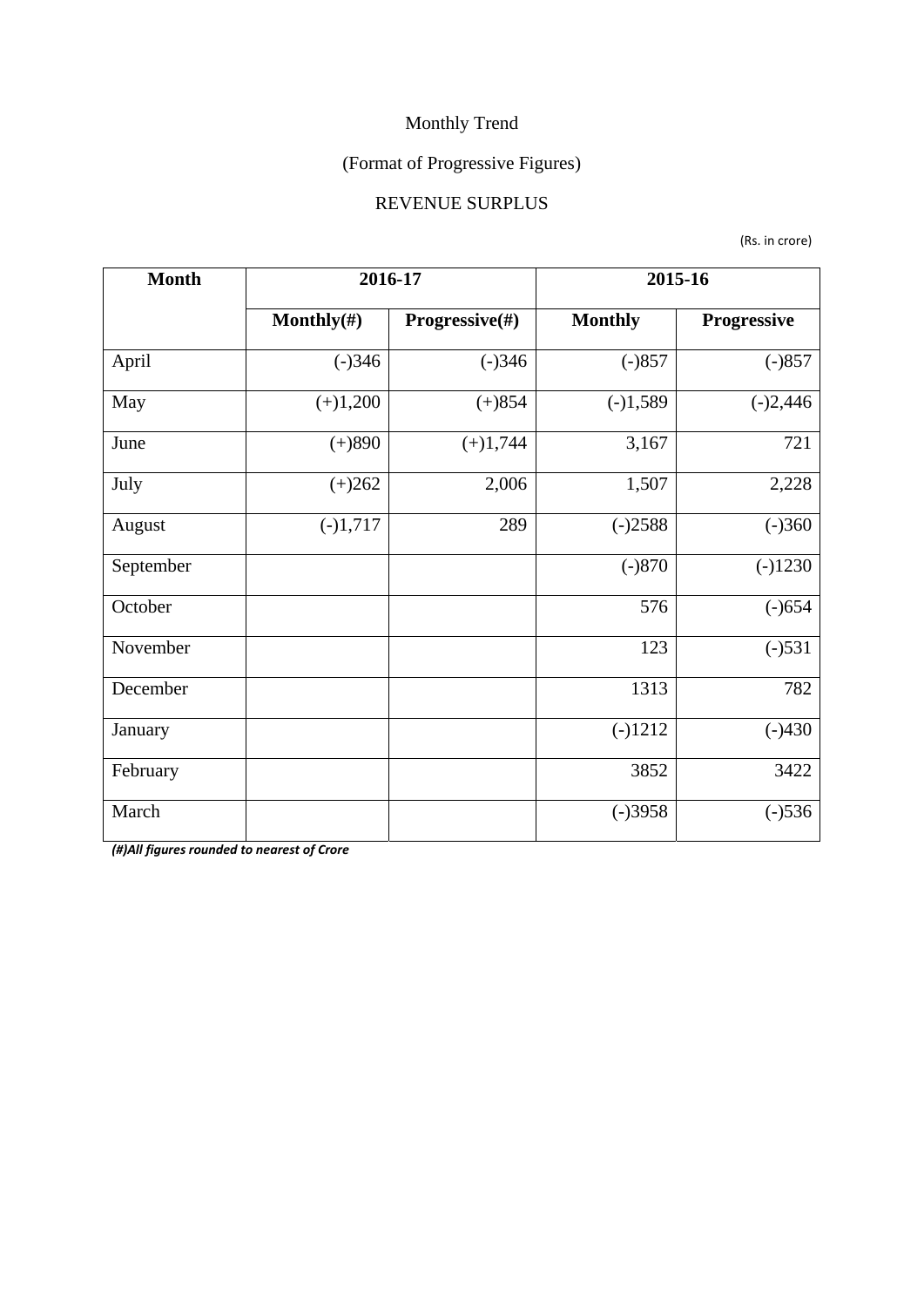Monthly Trend

(Format of Progressive Figures)

REVENUE SURPLUS

(Rs. in crore)

| Month | 2016-17 | | 2015-16 | |
|---|---|---|---|---|
| | Monthly(#) | Progressive(#) | Monthly | Progressive |
| April | (-)346 | (-)346 | (-)857 | (-)857 |
| May | (+)1,200 | (+)854 | (-)1,589 | (-)2,446 |
| June | (+)890 | (+)1,744 | 3,167 | 721 |
| July | (+)262 | 2,006 | 1,507 | 2,228 |
| August | (-)1,717 | 289 | (-)2588 | (-)360 |
| September | | | (-)870 | (-)1230 |
| October | | | 576 | (-)654 |
| November | | | 123 | (-)531 |
| December | | | 1313 | 782 |
| January | | | (-)1212 | (-)430 |
| February | | | 3852 | 3422 |
| March | | | (-)3958 | (-)536 |

***(#)All figures rounded to nearest of Crore***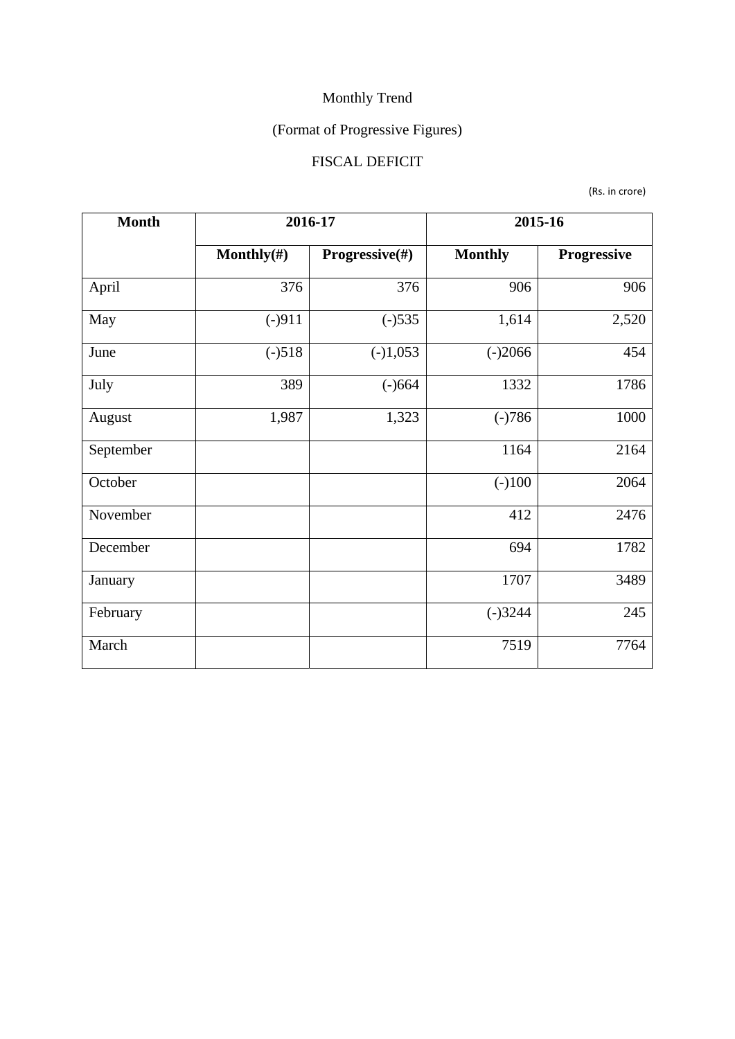Monthly Trend

(Format of Progressive Figures)

FISCAL DEFICIT

(Rs. in crore)

| Month | 2016-17 | | 2015-16 | |
|---|---|---|---|---|
| | Monthly(#) | Progressive(#) | Monthly | Progressive |
| April | 376 | 376 | 906 | 906 |
| May | (-)911 | (-)535 | 1,614 | 2,520 |
| June | (-)518 | (-)1,053 | (-)2066 | 454 |
| July | 389 | (-)664 | 1332 | 1786 |
| August | 1,987 | 1,323 | (-)786 | 1000 |
| September | | | 1164 | 2164 |
| October | | | (-)100 | 2064 |
| November | | | 412 | 2476 |
| December | | | 694 | 1782 |
| January | | | 1707 | 3489 |
| February | | | (-)3244 | 245 |
| March | | | 7519 | 7764 |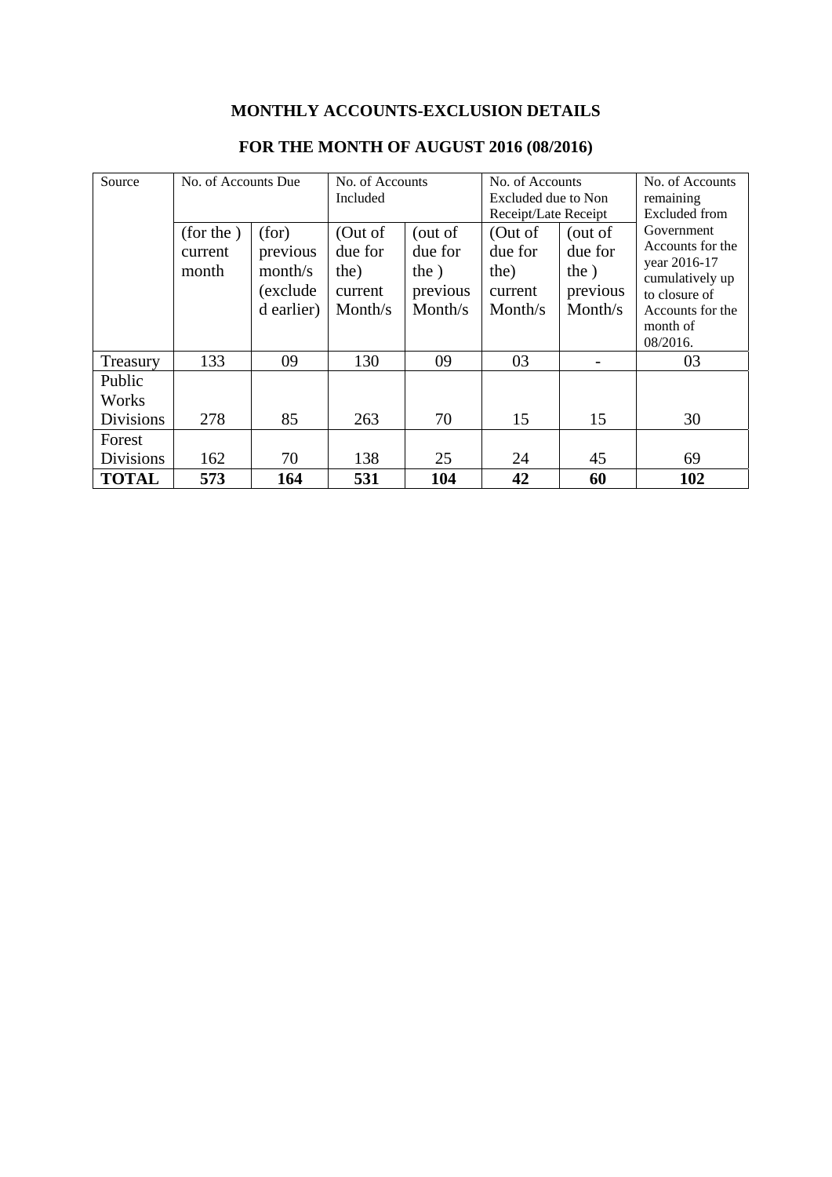**MONTHLY ACCOUNTS-EXCLUSION DETAILS**

**FOR THE MONTH OF AUGUST 2016 (08/2016)**

| Source | No. of Accounts Due | | No. of Accounts Included | | No. of Accounts Excluded due to Non Receipt/Late Receipt | | No. of Accounts remaining Excluded from Government Accounts for the year 2016-17 cumulatively up to closure of Accounts for the month of 08/2016. |
|---|---|---|---|---|---|---|---|
| | (for the ) current month | (for) previous month/s (excluded earlier) | (Out of due for the) current Month/s | (out of due for the ) previous Month/s | (Out of due for the) current Month/s | (out of due for the ) previous Month/s | |
| Treasury | 133 | 09 | 130 | 09 | 03 | - | 03 |
| Public Works Divisions | 278 | 85 | 263 | 70 | 15 | 15 | 30 |
| Forest Divisions | 162 | 70 | 138 | 25 | 24 | 45 | 69 |
| **TOTAL** | **573** | **164** | **531** | **104** | **42** | **60** | **102** |